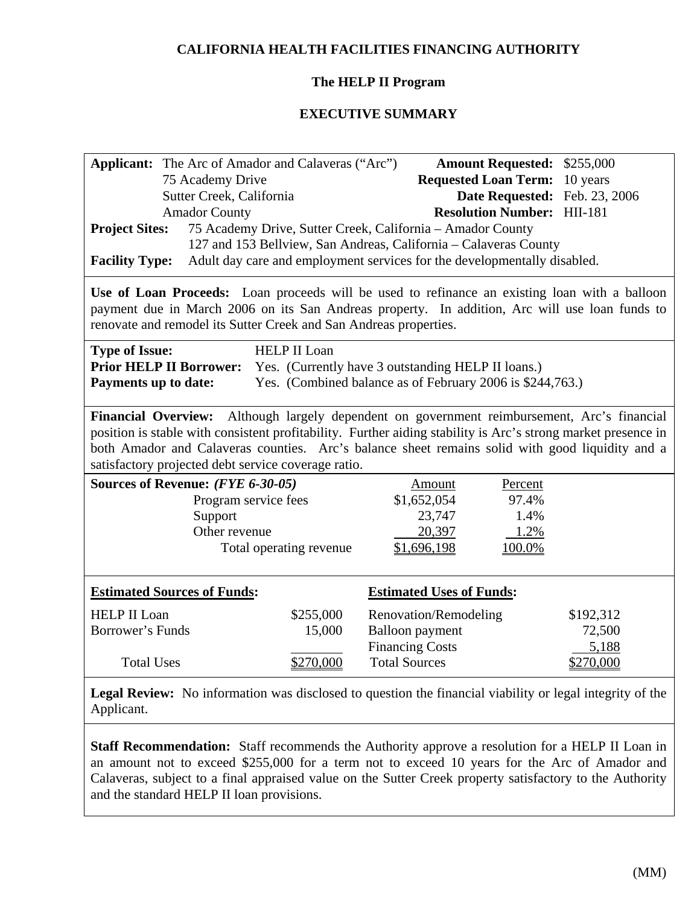**CALIFORNIA HEALTH FACILITIES FINANCING AUTHORITY**

**The HELP II Program**

**EXECUTIVE SUMMARY**

**Applicant:** The Arc of Amador and Calaveras ("Arc")
75 Academy Drive
Sutter Creek, California
Amador County

**Amount Requested:** $255,000
**Requested Loan Term:** 10 years
**Date Requested:** Feb. 23, 2006
**Resolution Number:** HII-181

**Project Sites:** 75 Academy Drive, Sutter Creek, California – Amador County
127 and 153 Bellview, San Andreas, California – Calaveras County

**Facility Type:** Adult day care and employment services for the developmentally disabled.

**Use of Loan Proceeds:** Loan proceeds will be used to refinance an existing loan with a balloon payment due in March 2006 on its San Andreas property. In addition, Arc will use loan funds to renovate and remodel its Sutter Creek and San Andreas properties.

**Type of Issue:** HELP II Loan
**Prior HELP II Borrower:** Yes. (Currently have 3 outstanding HELP II loans.)
**Payments up to date:** Yes. (Combined balance as of February 2006 is $244,763.)

**Financial Overview:** Although largely dependent on government reimbursement, Arc's financial position is stable with consistent profitability. Further aiding stability is Arc's strong market presence in both Amador and Calaveras counties. Arc's balance sheet remains solid with good liquidity and a satisfactory projected debt service coverage ratio.

| **Sources of Revenue:** ***(FYE 6-30-05)*** | Amount | Percent |
|---|---|---|
| Program service fees | $1,652,054 | 97.4% |
| Support | 23,747 | 1.4% |
| Other revenue | 20,397 | 1.2% |
| Total operating revenue | $1,696,198 | 100.0% |

| **Estimated Sources of Funds:** | | **Estimated Uses of Funds:** | |
|---|---|---|---|
| HELP II Loan | $255,000 | Renovation/Remodeling | $192,312 |
| Borrower's Funds | 15,000 | Balloon payment | 72,500 |
| | | Financing Costs | 5,188 |
| Total Uses | $270,000 | Total Sources | $270,000 |

**Legal Review:** No information was disclosed to question the financial viability or legal integrity of the Applicant.

**Staff Recommendation:** Staff recommends the Authority approve a resolution for a HELP II Loan in an amount not to exceed $255,000 for a term not to exceed 10 years for the Arc of Amador and Calaveras, subject to a final appraised value on the Sutter Creek property satisfactory to the Authority and the standard HELP II loan provisions.

(MM)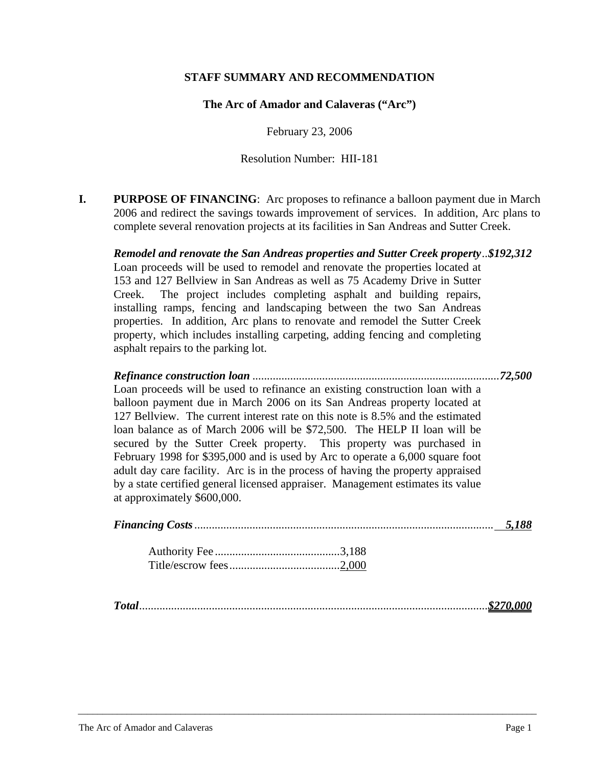**STAFF SUMMARY AND RECOMMENDATION**

**The Arc of Amador and Calaveras ("Arc")**

February 23, 2006

Resolution Number: HII-181

**I. PURPOSE OF FINANCING**: Arc proposes to refinance a balloon payment due in March 2006 and redirect the savings towards improvement of services. In addition, Arc plans to complete several renovation projects at its facilities in San Andreas and Sutter Creek.

***Remodel and renovate the San Andreas properties and Sutter Creek property*..*$192,312***

Loan proceeds will be used to remodel and renovate the properties located at 153 and 127 Bellview in San Andreas as well as 75 Academy Drive in Sutter Creek. The project includes completing asphalt and building repairs, installing ramps, fencing and landscaping between the two San Andreas properties. In addition, Arc plans to renovate and remodel the Sutter Creek property, which includes installing carpeting, adding fencing and completing asphalt repairs to the parking lot.

***Refinance construction loan*** ..................................................................................***72,500***

Loan proceeds will be used to refinance an existing construction loan with a balloon payment due in March 2006 on its San Andreas property located at 127 Bellview. The current interest rate on this note is 8.5% and the estimated loan balance as of March 2006 will be $72,500. The HELP II loan will be secured by the Sutter Creek property. This property was purchased in February 1998 for $395,000 and is used by Arc to operate a 6,000 square foot adult day care facility. Arc is in the process of having the property appraised by a state certified general licensed appraiser. Management estimates its value at approximately $600,000.

***Financing Costs*** ......................................................................................................***5,188***

Authority Fee ...........................................3,188
Title/escrow fees......................................2,000

***Total***.......................................................................................................................***$270,000***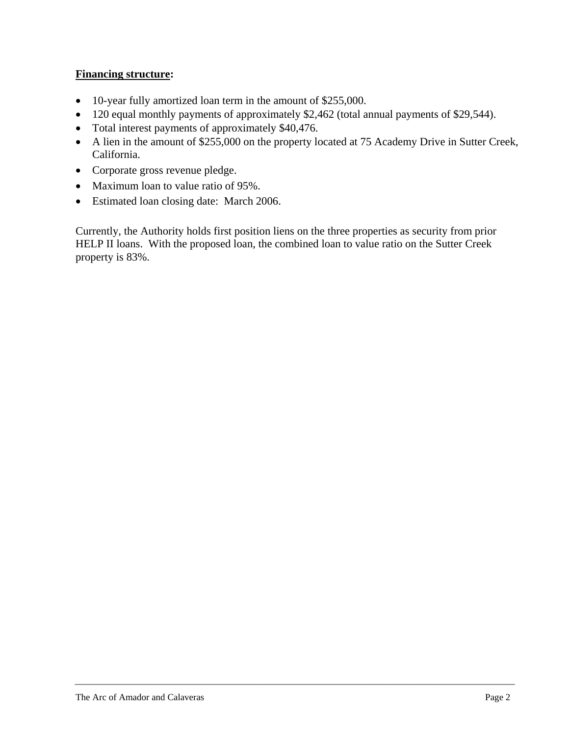**<u>Financing structure</u>:**

- 10-year fully amortized loan term in the amount of $255,000.
- 120 equal monthly payments of approximately $2,462 (total annual payments of $29,544).
- Total interest payments of approximately $40,476.
- A lien in the amount of $255,000 on the property located at 75 Academy Drive in Sutter Creek, California.
- Corporate gross revenue pledge.
- Maximum loan to value ratio of 95%.
- Estimated loan closing date: March 2006.

Currently, the Authority holds first position liens on the three properties as security from prior HELP II loans. With the proposed loan, the combined loan to value ratio on the Sutter Creek property is 83%.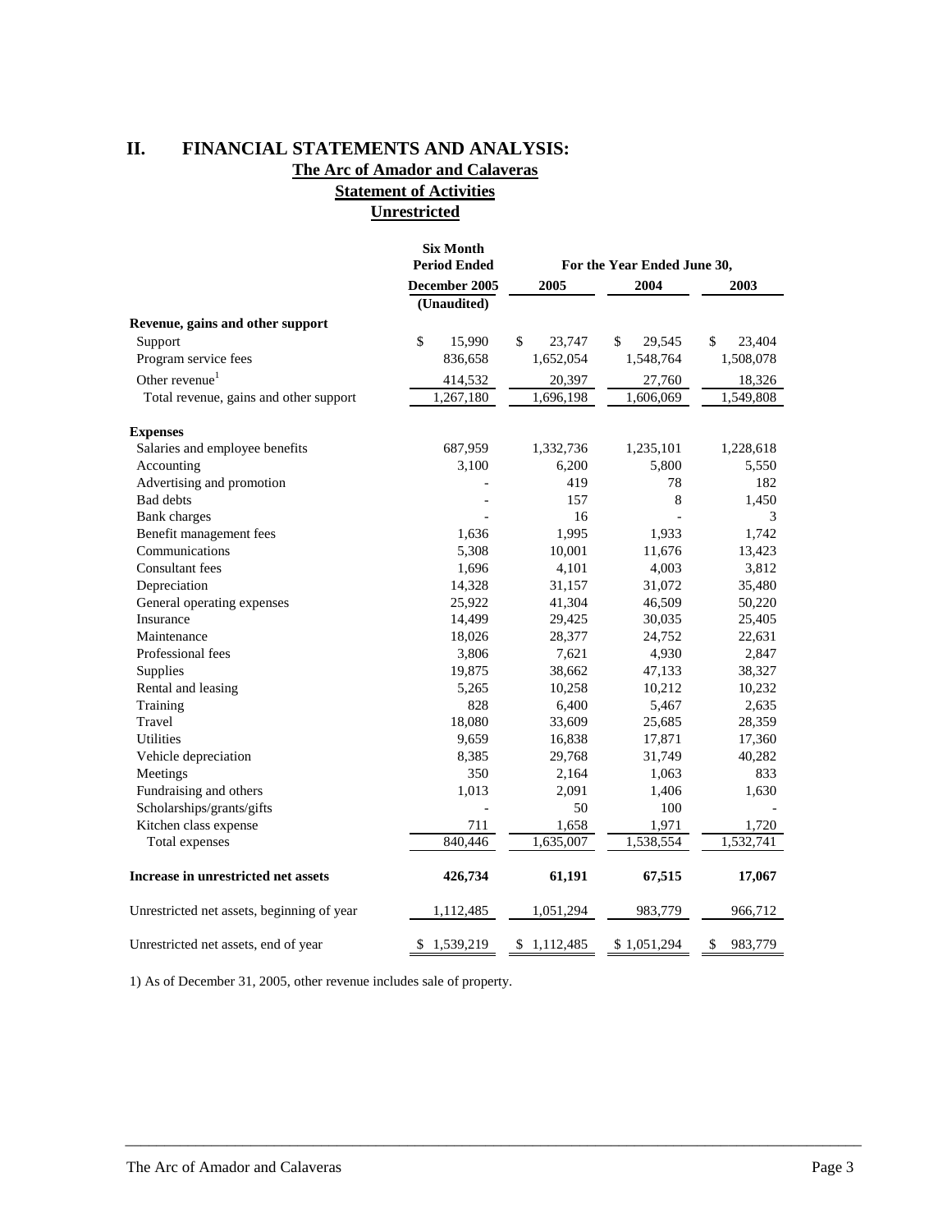## II. FINANCIAL STATEMENTS AND ANALYSIS:

**The Arc of Amador and Calaveras**

**Statement of Activities**

**Unrestricted**

| | Six Month Period Ended December 2005 (Unaudited) | For the Year Ended June 30, 2005 | 2004 | 2003 |
|---|---|---|---|---|
| **Revenue, gains and other support** | | | | |
| Support | $ 15,990 | $ 23,747 | $ 29,545 | $ 23,404 |
| Program service fees | 836,658 | 1,652,054 | 1,548,764 | 1,508,078 |
| Other revenue[1] | 414,532 | 20,397 | 27,760 | 18,326 |
| Total revenue, gains and other support | 1,267,180 | 1,696,198 | 1,606,069 | 1,549,808 |
| **Expenses** | | | | |
| Salaries and employee benefits | 687,959 | 1,332,736 | 1,235,101 | 1,228,618 |
| Accounting | 3,100 | 6,200 | 5,800 | 5,550 |
| Advertising and promotion | - | 419 | 78 | 182 |
| Bad debts | - | 157 | 8 | 1,450 |
| Bank charges | - | 16 | - | 3 |
| Benefit management fees | 1,636 | 1,995 | 1,933 | 1,742 |
| Communications | 5,308 | 10,001 | 11,676 | 13,423 |
| Consultant fees | 1,696 | 4,101 | 4,003 | 3,812 |
| Depreciation | 14,328 | 31,157 | 31,072 | 35,480 |
| General operating expenses | 25,922 | 41,304 | 46,509 | 50,220 |
| Insurance | 14,499 | 29,425 | 30,035 | 25,405 |
| Maintenance | 18,026 | 28,377 | 24,752 | 22,631 |
| Professional fees | 3,806 | 7,621 | 4,930 | 2,847 |
| Supplies | 19,875 | 38,662 | 47,133 | 38,327 |
| Rental and leasing | 5,265 | 10,258 | 10,212 | 10,232 |
| Training | 828 | 6,400 | 5,467 | 2,635 |
| Travel | 18,080 | 33,609 | 25,685 | 28,359 |
| Utilities | 9,659 | 16,838 | 17,871 | 17,360 |
| Vehicle depreciation | 8,385 | 29,768 | 31,749 | 40,282 |
| Meetings | 350 | 2,164 | 1,063 | 833 |
| Fundraising and others | 1,013 | 2,091 | 1,406 | 1,630 |
| Scholarships/grants/gifts | - | 50 | 100 | - |
| Kitchen class expense | 711 | 1,658 | 1,971 | 1,720 |
| Total expenses | 840,446 | 1,635,007 | 1,538,554 | 1,532,741 |
| **Increase in unrestricted net assets** | **426,734** | **61,191** | **67,515** | **17,067** |
| Unrestricted net assets, beginning of year | 1,112,485 | 1,051,294 | 983,779 | 966,712 |
| Unrestricted net assets, end of year | $ 1,539,219 | $ 1,112,485 | $ 1,051,294 | $ 983,779 |

1) As of December 31, 2005, other revenue includes sale of property.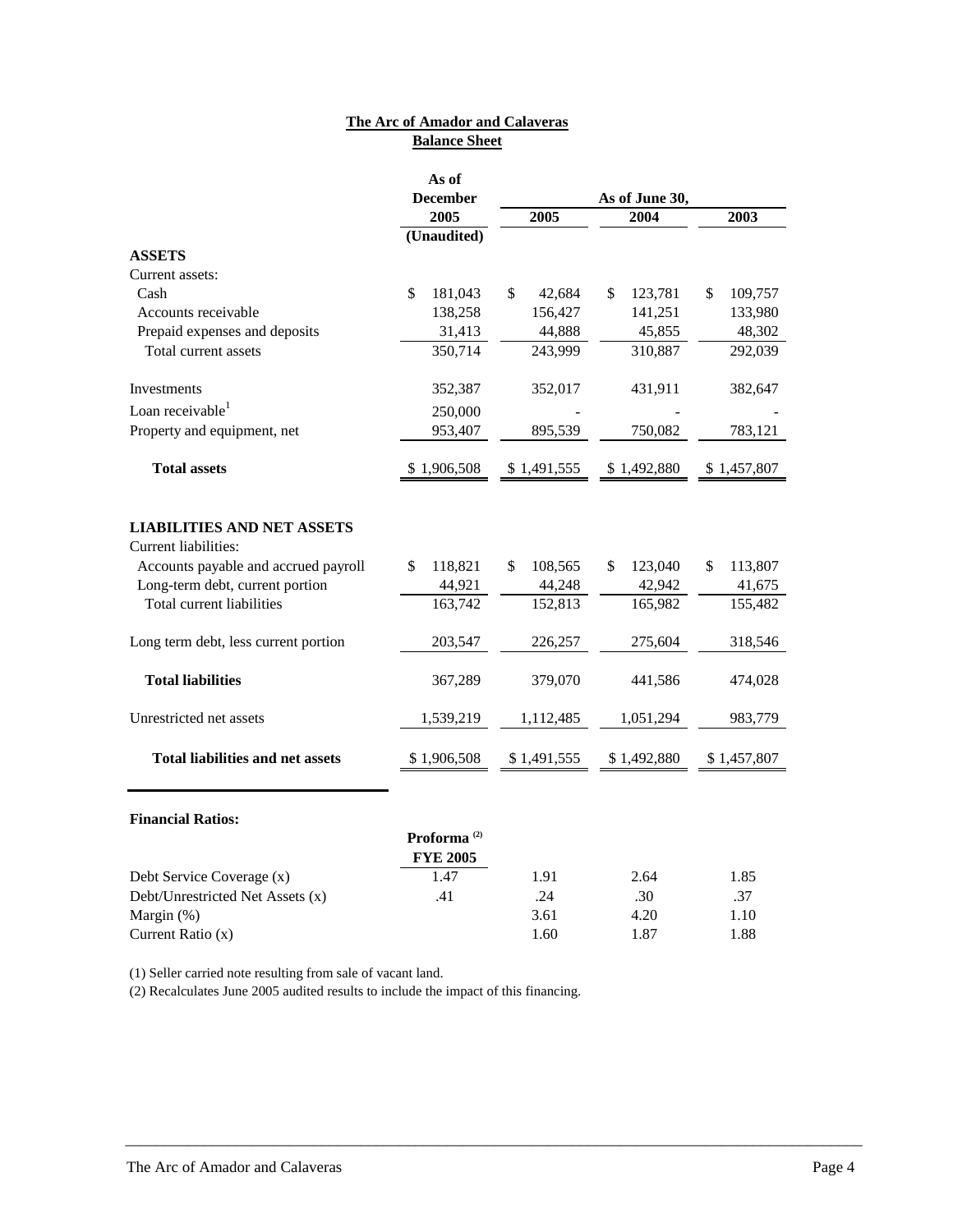**The Arc of Amador and Calaveras**
**Balance Sheet**

| | As of December 2005 (Unaudited) | As of June 30, 2005 | 2004 | 2003 |
|---|---|---|---|---|
| **ASSETS** | | | | |
| Current assets: | | | | |
| Cash | $ 181,043 | $ 42,684 | $ 123,781 | $ 109,757 |
| Accounts receivable | 138,258 | 156,427 | 141,251 | 133,980 |
| Prepaid expenses and deposits | 31,413 | 44,888 | 45,855 | 48,302 |
| Total current assets | 350,714 | 243,999 | 310,887 | 292,039 |
| Investments | 352,387 | 352,017 | 431,911 | 382,647 |
| Loan receivable[1] | 250,000 | - | - | - |
| Property and equipment, net | 953,407 | 895,539 | 750,082 | 783,121 |
| **Total assets** | $ 1,906,508 | $ 1,491,555 | $ 1,492,880 | $ 1,457,807 |
| **LIABILITIES AND NET ASSETS** | | | | |
| Current liabilities: | | | | |
| Accounts payable and accrued payroll | $ 118,821 | $ 108,565 | $ 123,040 | $ 113,807 |
| Long-term debt, current portion | 44,921 | 44,248 | 42,942 | 41,675 |
| Total current liabilities | 163,742 | 152,813 | 165,982 | 155,482 |
| Long term debt, less current portion | 203,547 | 226,257 | 275,604 | 318,546 |
| **Total liabilities** | 367,289 | 379,070 | 441,586 | 474,028 |
| Unrestricted net assets | 1,539,219 | 1,112,485 | 1,051,294 | 983,779 |
| **Total liabilities and net assets** | $ 1,906,508 | $ 1,491,555 | $ 1,492,880 | $ 1,457,807 |

**Financial Ratios:**

| | Proforma [2] FYE 2005 | 2005 | 2004 | 2003 |
|---|---|---|---|---|
| Debt Service Coverage (x) | 1.47 | 1.91 | 2.64 | 1.85 |
| Debt/Unrestricted Net Assets (x) | .41 | .24 | .30 | .37 |
| Margin (%) | | 3.61 | 4.20 | 1.10 |
| Current Ratio (x) | | 1.60 | 1.87 | 1.88 |

(1) Seller carried note resulting from sale of vacant land.

(2) Recalculates June 2005 audited results to include the impact of this financing.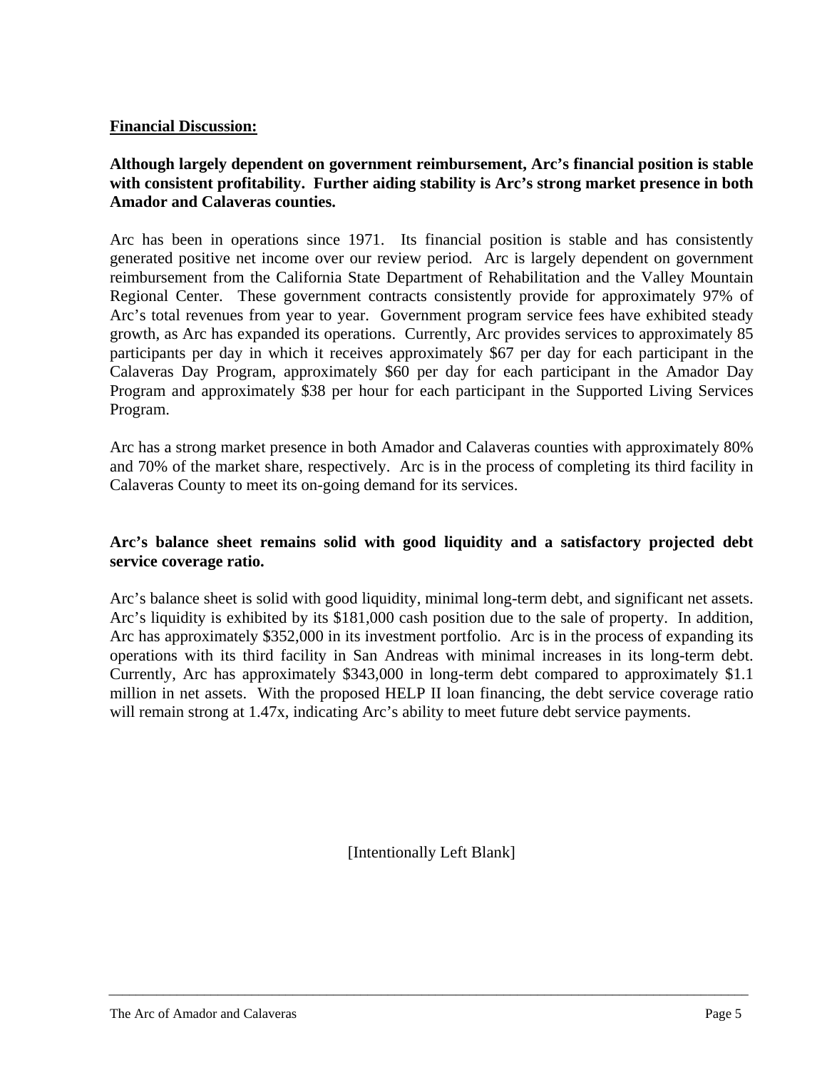## Financial Discussion:

**Although largely dependent on government reimbursement, Arc's financial position is stable with consistent profitability. Further aiding stability is Arc's strong market presence in both Amador and Calaveras counties.**

Arc has been in operations since 1971. Its financial position is stable and has consistently generated positive net income over our review period. Arc is largely dependent on government reimbursement from the California State Department of Rehabilitation and the Valley Mountain Regional Center. These government contracts consistently provide for approximately 97% of Arc's total revenues from year to year. Government program service fees have exhibited steady growth, as Arc has expanded its operations. Currently, Arc provides services to approximately 85 participants per day in which it receives approximately $67 per day for each participant in the Calaveras Day Program, approximately $60 per day for each participant in the Amador Day Program and approximately $38 per hour for each participant in the Supported Living Services Program.

Arc has a strong market presence in both Amador and Calaveras counties with approximately 80% and 70% of the market share, respectively. Arc is in the process of completing its third facility in Calaveras County to meet its on-going demand for its services.

**Arc's balance sheet remains solid with good liquidity and a satisfactory projected debt service coverage ratio.**

Arc's balance sheet is solid with good liquidity, minimal long-term debt, and significant net assets. Arc's liquidity is exhibited by its $181,000 cash position due to the sale of property. In addition, Arc has approximately $352,000 in its investment portfolio. Arc is in the process of expanding its operations with its third facility in San Andreas with minimal increases in its long-term debt. Currently, Arc has approximately $343,000 in long-term debt compared to approximately $1.1 million in net assets. With the proposed HELP II loan financing, the debt service coverage ratio will remain strong at 1.47x, indicating Arc's ability to meet future debt service payments.

[Intentionally Left Blank]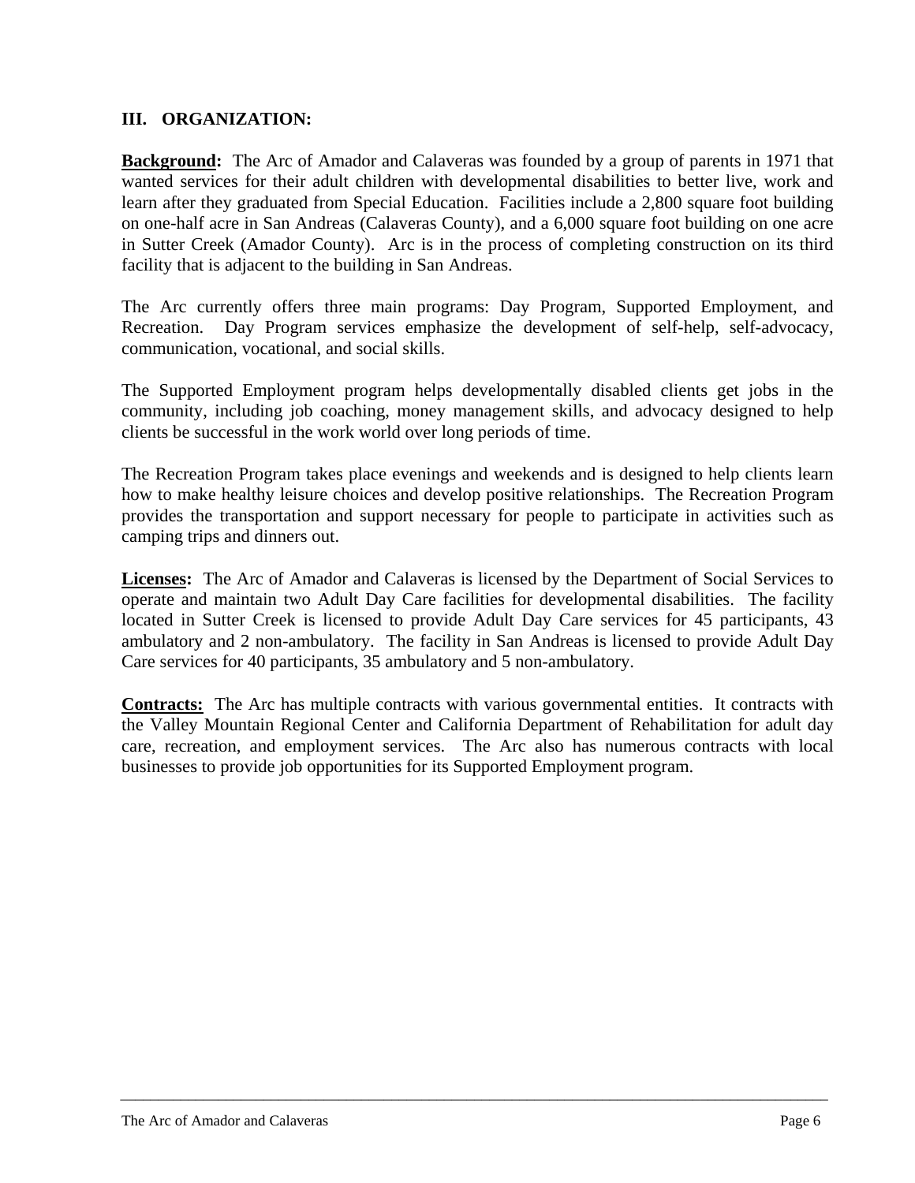## III. ORGANIZATION:

**Background:** The Arc of Amador and Calaveras was founded by a group of parents in 1971 that wanted services for their adult children with developmental disabilities to better live, work and learn after they graduated from Special Education. Facilities include a 2,800 square foot building on one-half acre in San Andreas (Calaveras County), and a 6,000 square foot building on one acre in Sutter Creek (Amador County). Arc is in the process of completing construction on its third facility that is adjacent to the building in San Andreas.

The Arc currently offers three main programs: Day Program, Supported Employment, and Recreation. Day Program services emphasize the development of self-help, self-advocacy, communication, vocational, and social skills.

The Supported Employment program helps developmentally disabled clients get jobs in the community, including job coaching, money management skills, and advocacy designed to help clients be successful in the work world over long periods of time.

The Recreation Program takes place evenings and weekends and is designed to help clients learn how to make healthy leisure choices and develop positive relationships. The Recreation Program provides the transportation and support necessary for people to participate in activities such as camping trips and dinners out.

**Licenses:** The Arc of Amador and Calaveras is licensed by the Department of Social Services to operate and maintain two Adult Day Care facilities for developmental disabilities. The facility located in Sutter Creek is licensed to provide Adult Day Care services for 45 participants, 43 ambulatory and 2 non-ambulatory. The facility in San Andreas is licensed to provide Adult Day Care services for 40 participants, 35 ambulatory and 5 non-ambulatory.

**Contracts:** The Arc has multiple contracts with various governmental entities. It contracts with the Valley Mountain Regional Center and California Department of Rehabilitation for adult day care, recreation, and employment services. The Arc also has numerous contracts with local businesses to provide job opportunities for its Supported Employment program.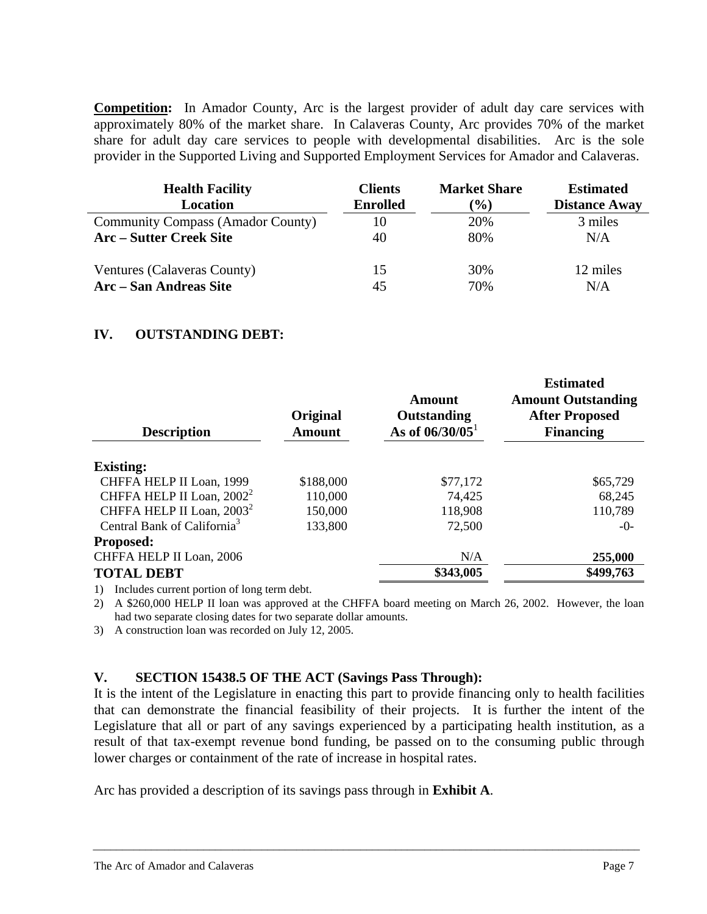**Competition:** In Amador County, Arc is the largest provider of adult day care services with approximately 80% of the market share. In Calaveras County, Arc provides 70% of the market share for adult day care services to people with developmental disabilities. Arc is the sole provider in the Supported Living and Supported Employment Services for Amador and Calaveras.

| Health Facility Location | Clients Enrolled | Market Share (%) | Estimated Distance Away |
|---|---|---|---|
| Community Compass (Amador County) | 10 | 20% | 3 miles |
| **Arc – Sutter Creek Site** | 40 | 80% | N/A |
| Ventures (Calaveras County) | 15 | 30% | 12 miles |
| **Arc – San Andreas Site** | 45 | 70% | N/A |

## IV. OUTSTANDING DEBT:

| Description | Original Amount | Amount Outstanding As of 06/30/05[1] | Estimated Amount Outstanding After Proposed Financing |
|---|---|---|---|
| **Existing:** | | | |
| CHFFA HELP II Loan, 1999 | $188,000 | $77,172 | $65,729 |
| CHFFA HELP II Loan, 2002[2] | 110,000 | 74,425 | 68,245 |
| CHFFA HELP II Loan, 2003[2] | 150,000 | 118,908 | 110,789 |
| Central Bank of California[3] | 133,800 | 72,500 | -0- |
| **Proposed:** | | | |
| CHFFA HELP II Loan, 2006 | | N/A | **255,000** |
| **TOTAL DEBT** | | **$343,005** | **$499,763** |

1) Includes current portion of long term debt.

2) A $260,000 HELP II loan was approved at the CHFFA board meeting on March 26, 2002. However, the loan had two separate closing dates for two separate dollar amounts.

3) A construction loan was recorded on July 12, 2005.

## V. SECTION 15438.5 OF THE ACT (Savings Pass Through):

It is the intent of the Legislature in enacting this part to provide financing only to health facilities that can demonstrate the financial feasibility of their projects. It is further the intent of the Legislature that all or part of any savings experienced by a participating health institution, as a result of that tax-exempt revenue bond funding, be passed on to the consuming public through lower charges or containment of the rate of increase in hospital rates.

Arc has provided a description of its savings pass through in **Exhibit A**.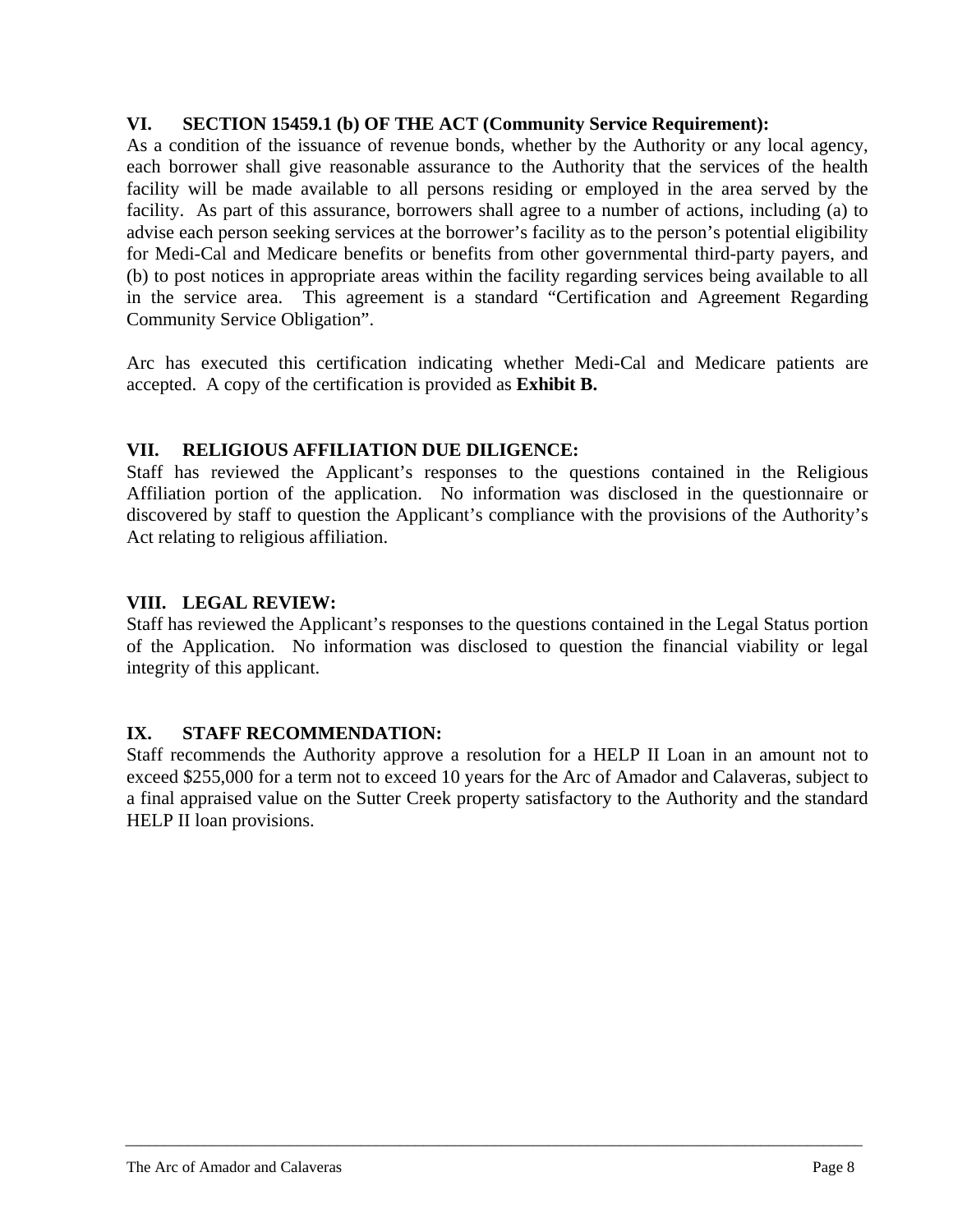## VI. SECTION 15459.1 (b) OF THE ACT (Community Service Requirement):

As a condition of the issuance of revenue bonds, whether by the Authority or any local agency, each borrower shall give reasonable assurance to the Authority that the services of the health facility will be made available to all persons residing or employed in the area served by the facility. As part of this assurance, borrowers shall agree to a number of actions, including (a) to advise each person seeking services at the borrower's facility as to the person's potential eligibility for Medi-Cal and Medicare benefits or benefits from other governmental third-party payers, and (b) to post notices in appropriate areas within the facility regarding services being available to all in the service area. This agreement is a standard "Certification and Agreement Regarding Community Service Obligation".

Arc has executed this certification indicating whether Medi-Cal and Medicare patients are accepted. A copy of the certification is provided as **Exhibit B.**

## VII. RELIGIOUS AFFILIATION DUE DILIGENCE:

Staff has reviewed the Applicant's responses to the questions contained in the Religious Affiliation portion of the application. No information was disclosed in the questionnaire or discovered by staff to question the Applicant's compliance with the provisions of the Authority's Act relating to religious affiliation.

## VIII. LEGAL REVIEW:

Staff has reviewed the Applicant's responses to the questions contained in the Legal Status portion of the Application. No information was disclosed to question the financial viability or legal integrity of this applicant.

## IX. STAFF RECOMMENDATION:

Staff recommends the Authority approve a resolution for a HELP II Loan in an amount not to exceed $255,000 for a term not to exceed 10 years for the Arc of Amador and Calaveras, subject to a final appraised value on the Sutter Creek property satisfactory to the Authority and the standard HELP II loan provisions.